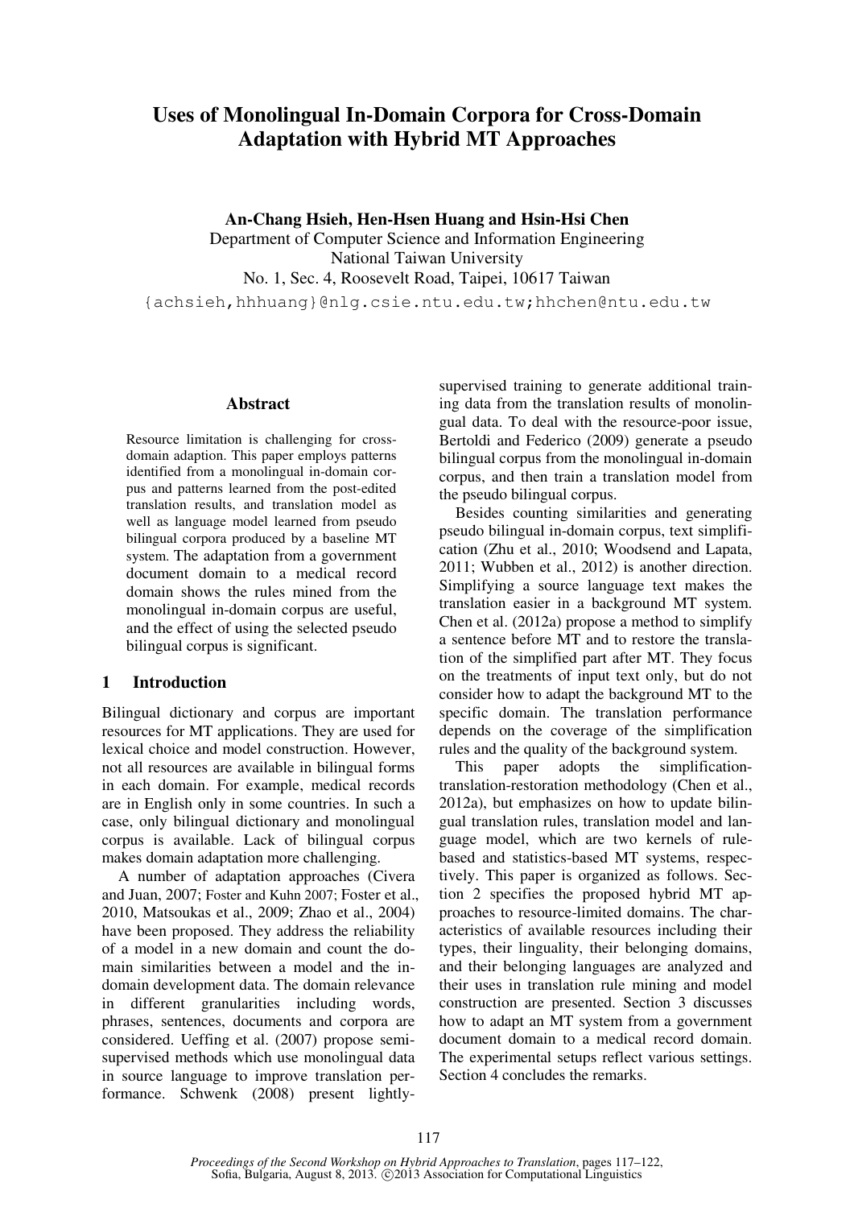# Uses of Monolingual In-Domain Corpora for Cross-Domain Adaptation with Hybrid MT Approaches

**An-Chang Hsieh, Hen-Hsen Huang and Hsin-Hsi Chen**

Department of Computer Science and Information Engineering
National Taiwan University
No. 1, Sec. 4, Roosevelt Road, Taipei, 10617 Taiwan
{achsieh,hhhuang}@nlg.csie.ntu.edu.tw;hhchen@ntu.edu.tw

## Abstract

Resource limitation is challenging for cross-domain adaption. This paper employs patterns identified from a monolingual in-domain corpus and patterns learned from the post-edited translation results, and translation model as well as language model learned from pseudo bilingual corpora produced by a baseline MT system. The adaptation from a government document domain to a medical record domain shows the rules mined from the monolingual in-domain corpus are useful, and the effect of using the selected pseudo bilingual corpus is significant.

## 1 Introduction

Bilingual dictionary and corpus are important resources for MT applications. They are used for lexical choice and model construction. However, not all resources are available in bilingual forms in each domain. For example, medical records are in English only in some countries. In such a case, only bilingual dictionary and monolingual corpus is available. Lack of bilingual corpus makes domain adaptation more challenging.

A number of adaptation approaches (Civera and Juan, 2007; Foster and Kuhn 2007; Foster et al., 2010, Matsoukas et al., 2009; Zhao et al., 2004) have been proposed. They address the reliability of a model in a new domain and count the domain similarities between a model and the in-domain development data. The domain relevance in different granularities including words, phrases, sentences, documents and corpora are considered. Ueffing et al. (2007) propose semi-supervised methods which use monolingual data in source language to improve translation performance. Schwenk (2008) present lightly-supervised training to generate additional training data from the translation results of monolingual data. To deal with the resource-poor issue, Bertoldi and Federico (2009) generate a pseudo bilingual corpus from the monolingual in-domain corpus, and then train a translation model from the pseudo bilingual corpus.

Besides counting similarities and generating pseudo bilingual in-domain corpus, text simplification (Zhu et al., 2010; Woodsend and Lapata, 2011; Wubben et al., 2012) is another direction. Simplifying a source language text makes the translation easier in a background MT system. Chen et al. (2012a) propose a method to simplify a sentence before MT and to restore the translation of the simplified part after MT. They focus on the treatments of input text only, but do not consider how to adapt the background MT to the specific domain. The translation performance depends on the coverage of the simplification rules and the quality of the background system.

This paper adopts the simplification-translation-restoration methodology (Chen et al., 2012a), but emphasizes on how to update bilingual translation rules, translation model and language model, which are two kernels of rule-based and statistics-based MT systems, respectively. This paper is organized as follows. Section 2 specifies the proposed hybrid MT approaches to resource-limited domains. The characteristics of available resources including their types, their linguality, their belonging domains, and their belonging languages are analyzed and their uses in translation rule mining and model construction are presented. Section 3 discusses how to adapt an MT system from a government document domain to a medical record domain. The experimental setups reflect various settings. Section 4 concludes the remarks.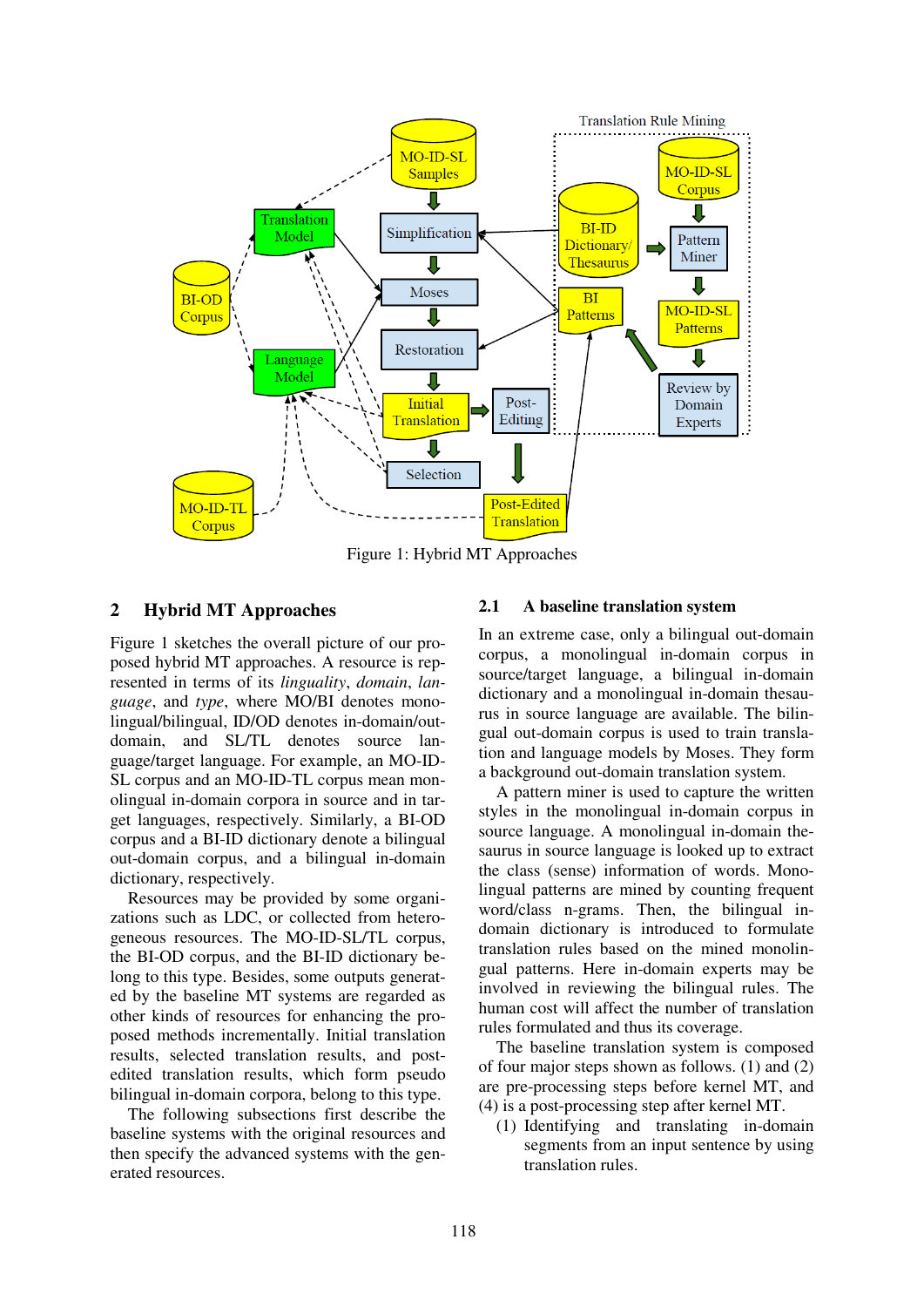Translation Rule Mining

MO-ID-SL Samples

Translation Model

Simplification

BI-ID Dictionary/ Thesaurus

MO-ID-SL Corpus

Pattern Miner

BI-OD Corpus

Moses

BI Patterns

MO-ID-SL Patterns

Restoration

Language Model

Review by Domain Experts

Initial Translation

Post-Editing

Selection

MO-ID-TL Corpus

Post-Edited Translation

Figure 1: Hybrid MT Approaches

## 2 Hybrid MT Approaches

Figure 1 sketches the overall picture of our proposed hybrid MT approaches. A resource is represented in terms of its *linguality*, *domain*, *language*, and *type*, where MO/BI denotes monolingual/bilingual, ID/OD denotes in-domain/out-domain, and SL/TL denotes source language/target language. For example, an MO-ID-SL corpus and an MO-ID-TL corpus mean monolingual in-domain corpora in source and in target languages, respectively. Similarly, a BI-OD corpus and a BI-ID dictionary denote a bilingual out-domain corpus, and a bilingual in-domain dictionary, respectively.

Resources may be provided by some organizations such as LDC, or collected from heterogeneous resources. The MO-ID-SL/TL corpus, the BI-OD corpus, and the BI-ID dictionary belong to this type. Besides, some outputs generated by the baseline MT systems are regarded as other kinds of resources for enhancing the proposed methods incrementally. Initial translation results, selected translation results, and post-edited translation results, which form pseudo bilingual in-domain corpora, belong to this type.

The following subsections first describe the baseline systems with the original resources and then specify the advanced systems with the generated resources.

### 2.1 A baseline translation system

In an extreme case, only a bilingual out-domain corpus, a monolingual in-domain corpus in source/target language, a bilingual in-domain dictionary and a monolingual in-domain thesaurus in source language are available. The bilingual out-domain corpus is used to train translation and language models by Moses. They form a background out-domain translation system.

A pattern miner is used to capture the written styles in the monolingual in-domain corpus in source language. A monolingual in-domain thesaurus in source language is looked up to extract the class (sense) information of words. Monolingual patterns are mined by counting frequent word/class n-grams. Then, the bilingual in-domain dictionary is introduced to formulate translation rules based on the mined monolingual patterns. Here in-domain experts may be involved in reviewing the bilingual rules. The human cost will affect the number of translation rules formulated and thus its coverage.

The baseline translation system is composed of four major steps shown as follows. (1) and (2) are pre-processing steps before kernel MT, and (4) is a post-processing step after kernel MT.

(1) Identifying and translating in-domain segments from an input sentence by using translation rules.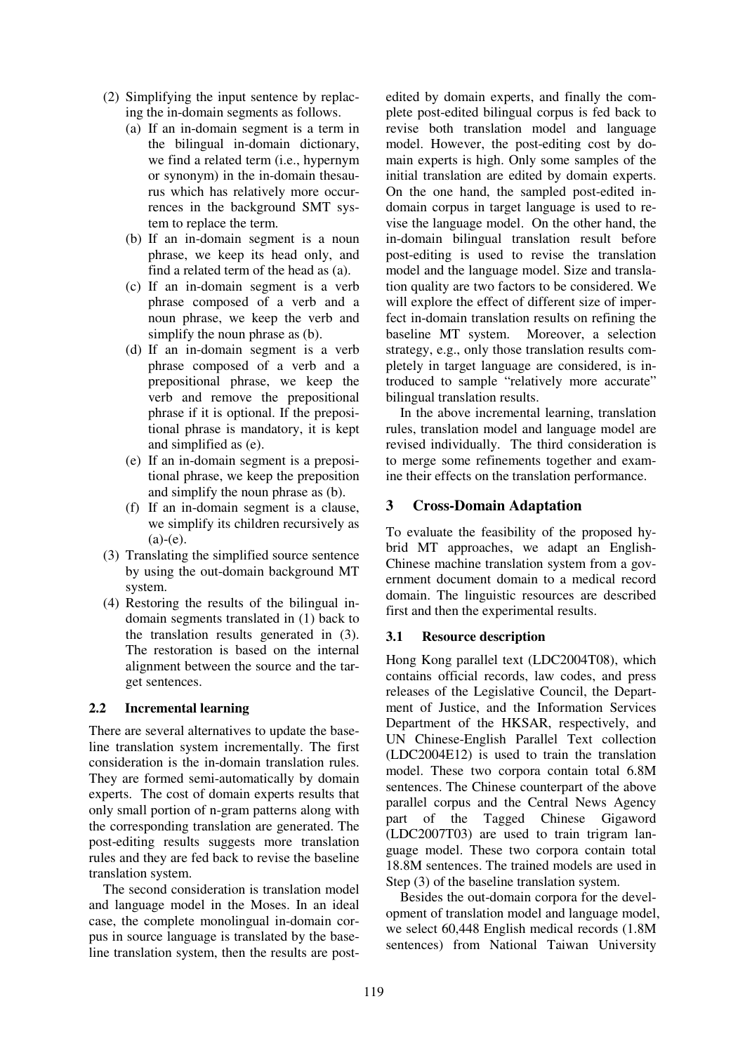(2) Simplifying the input sentence by replacing the in-domain segments as follows.
   (a) If an in-domain segment is a term in the bilingual in-domain dictionary, we find a related term (i.e., hypernym or synonym) in the in-domain thesaurus which has relatively more occurrences in the background SMT system to replace the term.
   (b) If an in-domain segment is a noun phrase, we keep its head only, and find a related term of the head as (a).
   (c) If an in-domain segment is a verb phrase composed of a verb and a noun phrase, we keep the verb and simplify the noun phrase as (b).
   (d) If an in-domain segment is a verb phrase composed of a verb and a prepositional phrase, we keep the verb and remove the prepositional phrase if it is optional. If the prepositional phrase is mandatory, it is kept and simplified as (e).
   (e) If an in-domain segment is a prepositional phrase, we keep the preposition and simplify the noun phrase as (b).
   (f) If an in-domain segment is a clause, we simplify its children recursively as (a)-(e).

(3) Translating the simplified source sentence by using the out-domain background MT system.

(4) Restoring the results of the bilingual in-domain segments translated in (1) back to the translation results generated in (3). The restoration is based on the internal alignment between the source and the target sentences.

### 2.2 Incremental learning

There are several alternatives to update the baseline translation system incrementally. The first consideration is the in-domain translation rules. They are formed semi-automatically by domain experts. The cost of domain experts results that only small portion of n-gram patterns along with the corresponding translation are generated. The post-editing results suggests more translation rules and they are fed back to revise the baseline translation system.

The second consideration is translation model and language model in the Moses. In an ideal case, the complete monolingual in-domain corpus in source language is translated by the baseline translation system, then the results are post-edited by domain experts, and finally the complete post-edited bilingual corpus is fed back to revise both translation model and language model. However, the post-editing cost by domain experts is high. Only some samples of the initial translation are edited by domain experts. On the one hand, the sampled post-edited in-domain corpus in target language is used to revise the language model. On the other hand, the in-domain bilingual translation result before post-editing is used to revise the translation model and the language model. Size and translation quality are two factors to be considered. We will explore the effect of different size of imperfect in-domain translation results on refining the baseline MT system. Moreover, a selection strategy, e.g., only those translation results completely in target language are considered, is introduced to sample "relatively more accurate" bilingual translation results.

In the above incremental learning, translation rules, translation model and language model are revised individually. The third consideration is to merge some refinements together and examine their effects on the translation performance.

## 3 Cross-Domain Adaptation

To evaluate the feasibility of the proposed hybrid MT approaches, we adapt an English-Chinese machine translation system from a government document domain to a medical record domain. The linguistic resources are described first and then the experimental results.

### 3.1 Resource description

Hong Kong parallel text (LDC2004T08), which contains official records, law codes, and press releases of the Legislative Council, the Department of Justice, and the Information Services Department of the HKSAR, respectively, and UN Chinese-English Parallel Text collection (LDC2004E12) is used to train the translation model. These two corpora contain total 6.8M sentences. The Chinese counterpart of the above parallel corpus and the Central News Agency part of the Tagged Chinese Gigaword (LDC2007T03) are used to train trigram language model. These two corpora contain total 18.8M sentences. The trained models are used in Step (3) of the baseline translation system.

Besides the out-domain corpora for the development of translation model and language model, we select 60,448 English medical records (1.8M sentences) from National Taiwan University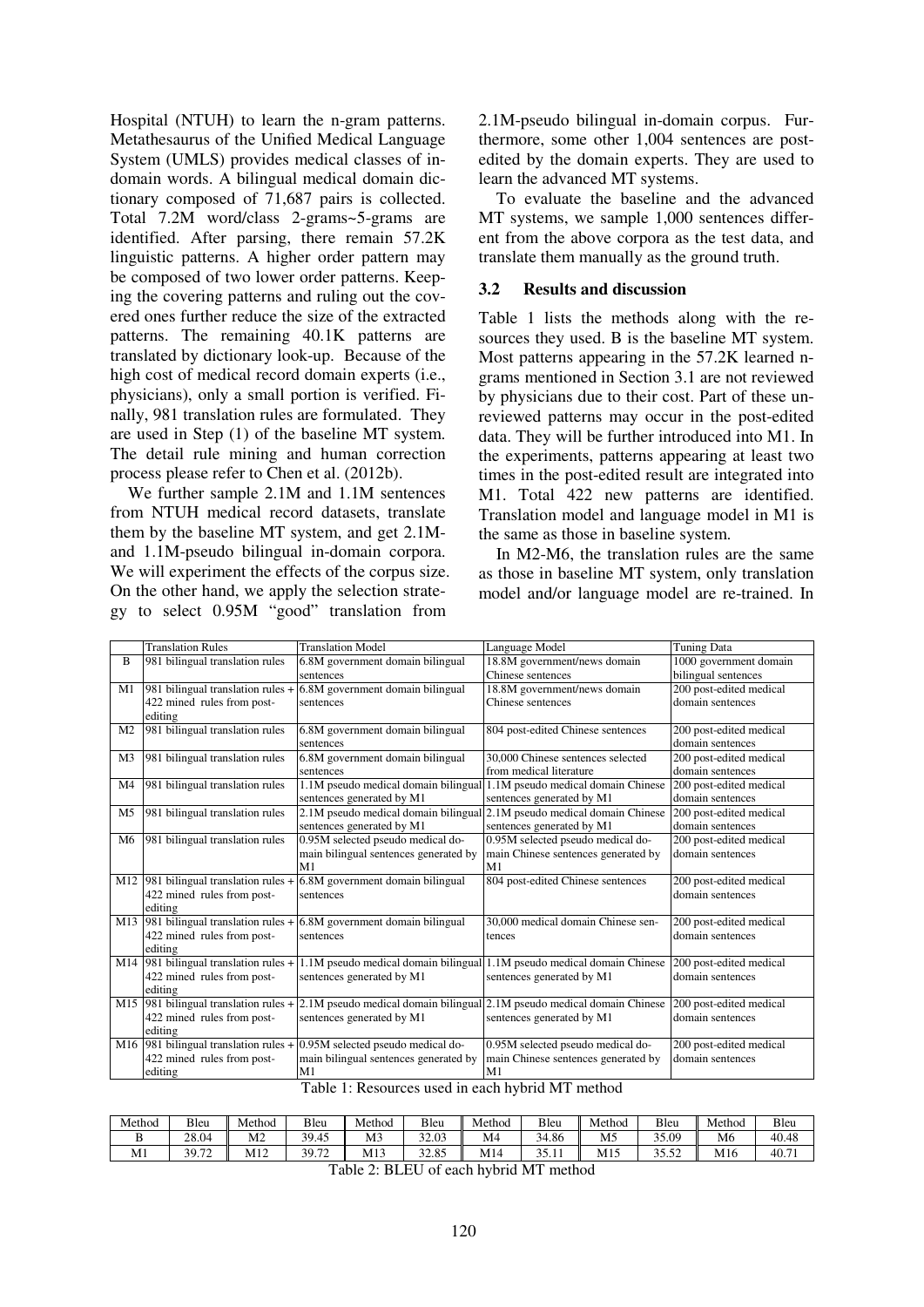Hospital (NTUH) to learn the n-gram patterns. Metathesaurus of the Unified Medical Language System (UMLS) provides medical classes of in-domain words. A bilingual medical domain dictionary composed of 71,687 pairs is collected. Total 7.2M word/class 2-grams~5-grams are identified. After parsing, there remain 57.2K linguistic patterns. A higher order pattern may be composed of two lower order patterns. Keeping the covering patterns and ruling out the covered ones further reduce the size of the extracted patterns. The remaining 40.1K patterns are translated by dictionary look-up. Because of the high cost of medical record domain experts (i.e., physicians), only a small portion is verified. Finally, 981 translation rules are formulated. They are used in Step (1) of the baseline MT system. The detail rule mining and human correction process please refer to Chen et al. (2012b).

We further sample 2.1M and 1.1M sentences from NTUH medical record datasets, translate them by the baseline MT system, and get 2.1M- and 1.1M-pseudo bilingual in-domain corpora. We will experiment the effects of the corpus size. On the other hand, we apply the selection strategy to select 0.95M "good" translation from 2.1M-pseudo bilingual in-domain corpus. Furthermore, some other 1,004 sentences are post-edited by the domain experts. They are used to learn the advanced MT systems.

To evaluate the baseline and the advanced MT systems, we sample 1,000 sentences different from the above corpora as the test data, and translate them manually as the ground truth.

### 3.2 Results and discussion

Table 1 lists the methods along with the resources they used. B is the baseline MT system. Most patterns appearing in the 57.2K learned n-grams mentioned in Section 3.1 are not reviewed by physicians due to their cost. Part of these unreviewed patterns may occur in the post-edited data. They will be further introduced into M1. In the experiments, patterns appearing at least two times in the post-edited result are integrated into M1. Total 422 new patterns are identified. Translation model and language model in M1 is the same as those in baseline system.

In M2-M6, the translation rules are the same as those in baseline MT system, only translation model and/or language model are re-trained. In

| | Translation Rules | Translation Model | Language Model | Tuning Data |
|---|---|---|---|---|
| B | 981 bilingual translation rules | 6.8M government domain bilingual sentences | 18.8M government/news domain Chinese sentences | 1000 government domain bilingual sentences |
| M1 | 981 bilingual translation rules + 422 mined rules from post-editing | 6.8M government domain bilingual sentences | 18.8M government/news domain Chinese sentences | 200 post-edited medical domain sentences |
| M2 | 981 bilingual translation rules | 6.8M government domain bilingual sentences | 804 post-edited Chinese sentences | 200 post-edited medical domain sentences |
| M3 | 981 bilingual translation rules | 6.8M government domain bilingual sentences | 30,000 Chinese sentences selected from medical literature | 200 post-edited medical domain sentences |
| M4 | 981 bilingual translation rules | 1.1M pseudo medical domain bilingual sentences generated by M1 | 1.1M pseudo medical domain Chinese sentences generated by M1 | 200 post-edited medical domain sentences |
| M5 | 981 bilingual translation rules | 2.1M pseudo medical domain bilingual sentences generated by M1 | 2.1M pseudo medical domain Chinese sentences generated by M1 | 200 post-edited medical domain sentences |
| M6 | 981 bilingual translation rules | 0.95M selected pseudo medical domain bilingual sentences generated by M1 | 0.95M selected pseudo medical domain Chinese sentences generated by M1 | 200 post-edited medical domain sentences |
| M12 | 981 bilingual translation rules + 422 mined rules from post-editing | 6.8M government domain bilingual sentences | 804 post-edited Chinese sentences | 200 post-edited medical domain sentences |
| M13 | 981 bilingual translation rules + 422 mined rules from post-editing | 6.8M government domain bilingual sentences | 30,000 medical domain Chinese sentences | 200 post-edited medical domain sentences |
| M14 | 981 bilingual translation rules + 422 mined rules from post-editing | 1.1M pseudo medical domain bilingual sentences generated by M1 | 1.1M pseudo medical domain Chinese sentences generated by M1 | 200 post-edited medical domain sentences |
| M15 | 981 bilingual translation rules + 422 mined rules from post-editing | 2.1M pseudo medical domain bilingual sentences generated by M1 | 2.1M pseudo medical domain Chinese sentences generated by M1 | 200 post-edited medical domain sentences |
| M16 | 981 bilingual translation rules + 422 mined rules from post-editing | 0.95M selected pseudo medical domain bilingual sentences generated by M1 | 0.95M selected pseudo medical domain Chinese sentences generated by M1 | 200 post-edited medical domain sentences |

Table 1: Resources used in each hybrid MT method

| Method | Bleu | Method | Bleu | Method | Bleu | Method | Bleu | Method | Bleu | Method | Bleu |
|---|---|---|---|---|---|---|---|---|---|---|---|
| B | 28.04 | M2 | 39.45 | M3 | 32.03 | M4 | 34.86 | M5 | 35.09 | M6 | 40.48 |
| M1 | 39.72 | M12 | 39.72 | M13 | 32.85 | M14 | 35.11 | M15 | 35.52 | M16 | 40.71 |

Table 2: BLEU of each hybrid MT method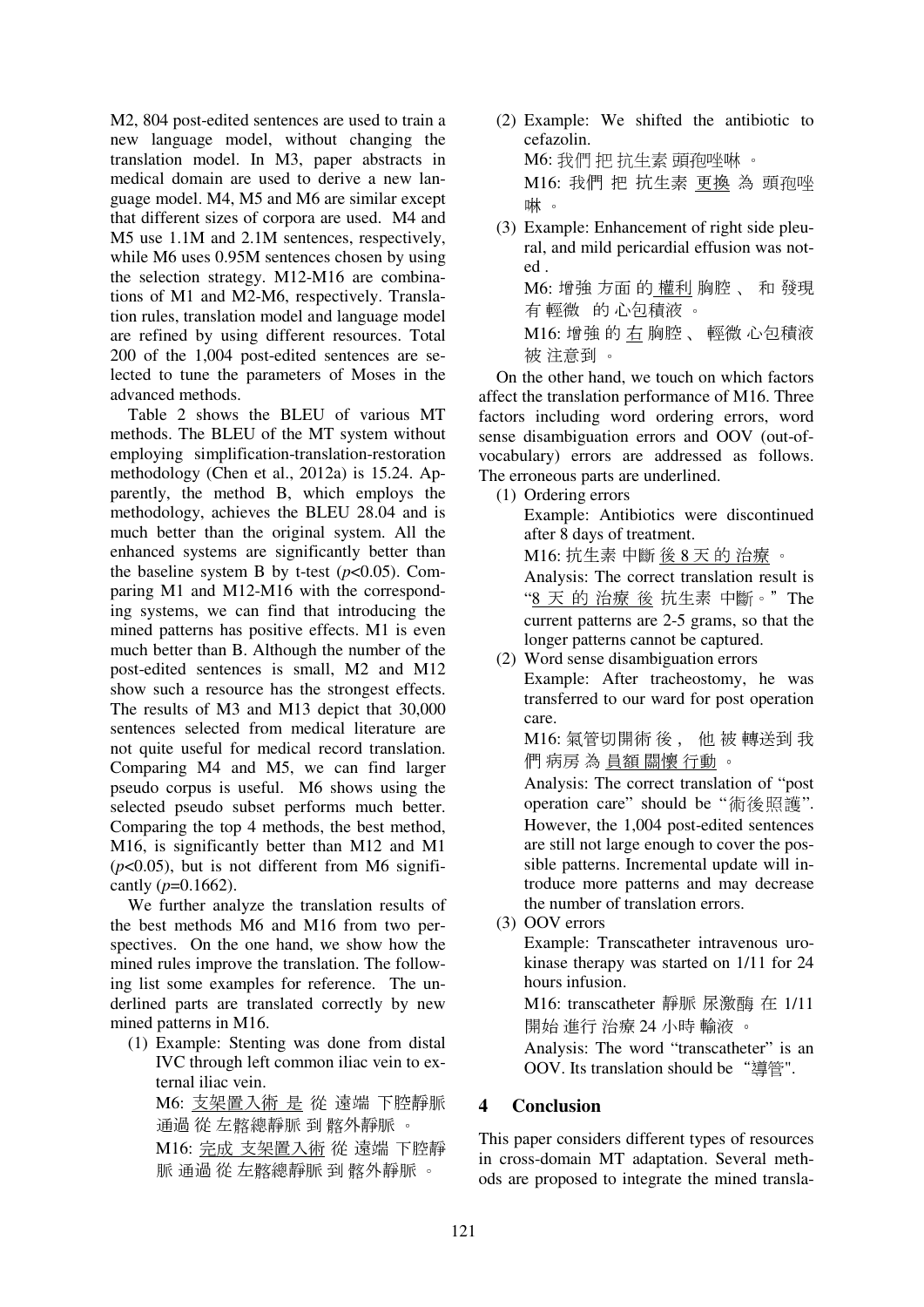M2, 804 post-edited sentences are used to train a new language model, without changing the translation model. In M3, paper abstracts in medical domain are used to derive a new language model. M4, M5 and M6 are similar except that different sizes of corpora are used. M4 and M5 use 1.1M and 2.1M sentences, respectively, while M6 uses 0.95M sentences chosen by using the selection strategy. M12-M16 are combinations of M1 and M2-M6, respectively. Translation rules, translation model and language model are refined by using different resources. Total 200 of the 1,004 post-edited sentences are selected to tune the parameters of Moses in the advanced methods.

Table 2 shows the BLEU of various MT methods. The BLEU of the MT system without employing simplification-translation-restoration methodology (Chen et al., 2012a) is 15.24. Apparently, the method B, which employs the methodology, achieves the BLEU 28.04 and is much better than the original system. All the enhanced systems are significantly better than the baseline system B by t-test ($p$<0.05). Comparing M1 and M12-M16 with the corresponding systems, we can find that introducing the mined patterns has positive effects. M1 is even much better than B. Although the number of the post-edited sentences is small, M2 and M12 show such a resource has the strongest effects. The results of M3 and M13 depict that 30,000 sentences selected from medical literature are not quite useful for medical record translation. Comparing M4 and M5, we can find larger pseudo corpus is useful. M6 shows using the selected pseudo subset performs much better. Comparing the top 4 methods, the best method, M16, is significantly better than M12 and M1 ($p$<0.05), but is not different from M6 significantly ($p$=0.1662).

We further analyze the translation results of the best methods M6 and M16 from two perspectives. On the one hand, we show how the mined rules improve the translation. The following list some examples for reference. The underlined parts are translated correctly by new mined patterns in M16.

(1) Example: Stenting was done from distal IVC through left common iliac vein to external iliac vein.
M6: 支架置入術 是 從 遠端 下腔靜脈 通過 從 左髂總靜脈 到 髂外靜脈 。
M16: 完成 支架置入術 從 遠端 下腔靜脈 通過 從 左髂總靜脈 到 髂外靜脈 。

(2) Example: We shifted the antibiotic to cefazolin.
M6: 我們 把 抗生素 頭孢唑啉 。
M16: 我們 把 抗生素 更換 為 頭孢唑啉 。

(3) Example: Enhancement of right side pleural, and mild pericardial effusion was noted .
M6: 增強 方面 的 權利 胸腔 、 和 發現 有 輕微 的 心包積液 。
M16: 增強 的 右 胸腔 、 輕微 心包積液 被 注意到 。

On the other hand, we touch on which factors affect the translation performance of M16. Three factors including word ordering errors, word sense disambiguation errors and OOV (out-of-vocabulary) errors are addressed as follows. The erroneous parts are underlined.

(1) Ordering errors
Example: Antibiotics were discontinued after 8 days of treatment.
M16: 抗生素 中斷 後 8 天 的 治療 。
Analysis: The correct translation result is "8 天 的 治療 後 抗生素 中斷。" The current patterns are 2-5 grams, so that the longer patterns cannot be captured.

(2) Word sense disambiguation errors
Example: After tracheostomy, he was transferred to our ward for post operation care.
M16: 氣管切開術 後 , 他 被 轉送到 我們 病房 為 員額 關懷 行動 。
Analysis: The correct translation of "post operation care" should be "術後照護". However, the 1,004 post-edited sentences are still not large enough to cover the possible patterns. Incremental update will introduce more patterns and may decrease the number of translation errors.

(3) OOV errors
Example: Transcatheter intravenous urokinase therapy was started on 1/11 for 24 hours infusion.
M16: transcatheter 靜脈 尿激酶 在 1/11 開始 進行 治療 24 小時 輸液 。
Analysis: The word "transcatheter" is an OOV. Its translation should be "導管".

## 4 Conclusion

This paper considers different types of resources in cross-domain MT adaptation. Several methods are proposed to integrate the mined transla-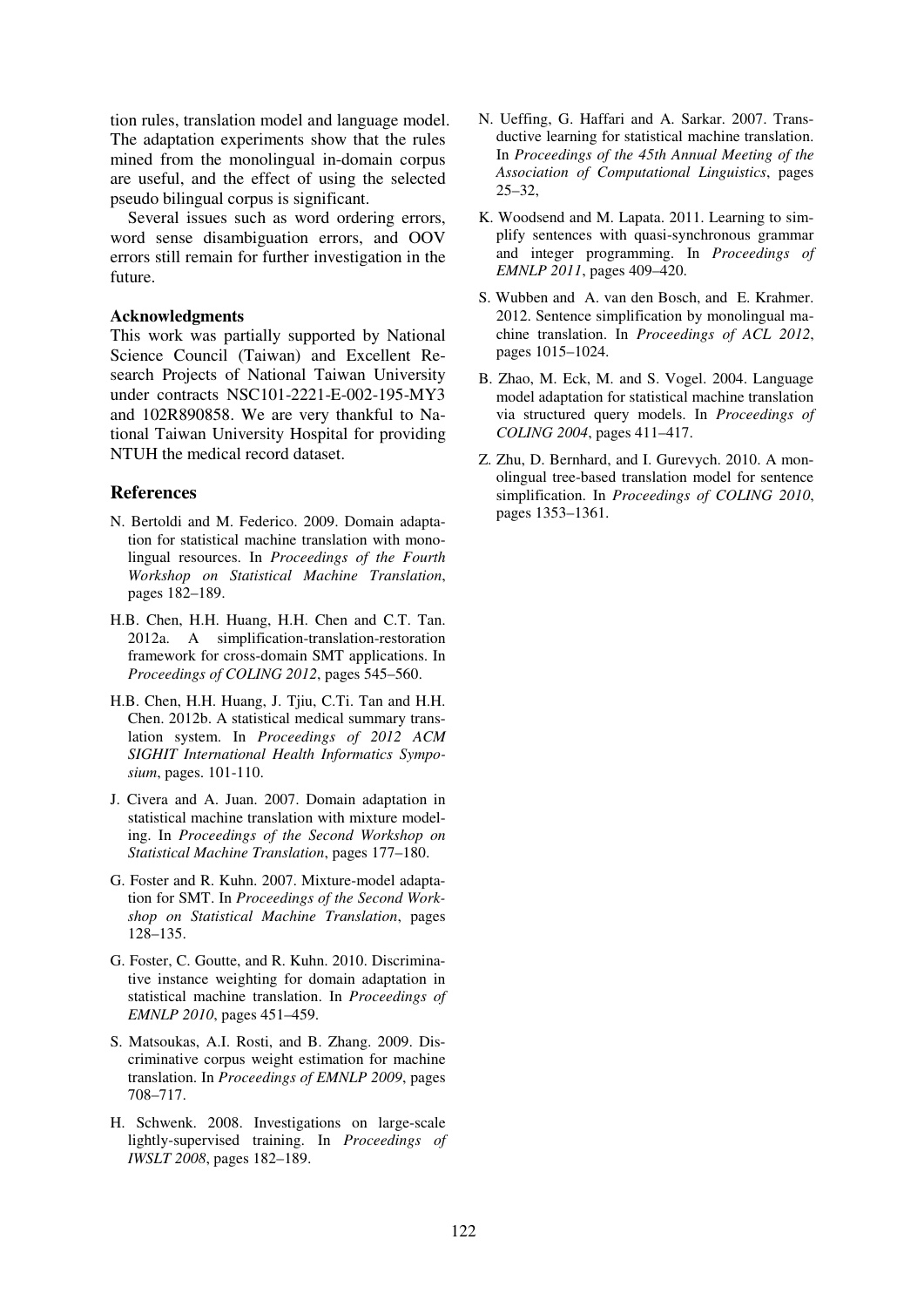tion rules, translation model and language model. The adaptation experiments show that the rules mined from the monolingual in-domain corpus are useful, and the effect of using the selected pseudo bilingual corpus is significant.

Several issues such as word ordering errors, word sense disambiguation errors, and OOV errors still remain for further investigation in the future.

**Acknowledgments**

This work was partially supported by National Science Council (Taiwan) and Excellent Research Projects of National Taiwan University under contracts NSC101-2221-E-002-195-MY3 and 102R890858. We are very thankful to National Taiwan University Hospital for providing NTUH the medical record dataset.

## References

N. Bertoldi and M. Federico. 2009. Domain adaptation for statistical machine translation with monolingual resources. In *Proceedings of the Fourth Workshop on Statistical Machine Translation*, pages 182–189.

H.B. Chen, H.H. Huang, H.H. Chen and C.T. Tan. 2012a. A simplification-translation-restoration framework for cross-domain SMT applications. In *Proceedings of COLING 2012*, pages 545–560.

H.B. Chen, H.H. Huang, J. Tjiu, C.Ti. Tan and H.H. Chen. 2012b. A statistical medical summary translation system. In *Proceedings of 2012 ACM SIGHIT International Health Informatics Symposium*, pages. 101-110.

J. Civera and A. Juan. 2007. Domain adaptation in statistical machine translation with mixture modeling. In *Proceedings of the Second Workshop on Statistical Machine Translation*, pages 177–180.

G. Foster and R. Kuhn. 2007. Mixture-model adaptation for SMT. In *Proceedings of the Second Workshop on Statistical Machine Translation*, pages 128–135.

G. Foster, C. Goutte, and R. Kuhn. 2010. Discriminative instance weighting for domain adaptation in statistical machine translation. In *Proceedings of EMNLP 2010*, pages 451–459.

S. Matsoukas, A.I. Rosti, and B. Zhang. 2009. Discriminative corpus weight estimation for machine translation. In *Proceedings of EMNLP 2009*, pages 708–717.

H. Schwenk. 2008. Investigations on large-scale lightly-supervised training. In *Proceedings of IWSLT 2008*, pages 182–189.

N. Ueffing, G. Haffari and A. Sarkar. 2007. Transductive learning for statistical machine translation. In *Proceedings of the 45th Annual Meeting of the Association of Computational Linguistics*, pages 25–32,

K. Woodsend and M. Lapata. 2011. Learning to simplify sentences with quasi-synchronous grammar and integer programming. In *Proceedings of EMNLP 2011*, pages 409–420.

S. Wubben and A. van den Bosch, and E. Krahmer. 2012. Sentence simplification by monolingual machine translation. In *Proceedings of ACL 2012*, pages 1015–1024.

B. Zhao, M. Eck, M. and S. Vogel. 2004. Language model adaptation for statistical machine translation via structured query models. In *Proceedings of COLING 2004*, pages 411–417.

Z. Zhu, D. Bernhard, and I. Gurevych. 2010. A monolingual tree-based translation model for sentence simplification. In *Proceedings of COLING 2010*, pages 1353–1361.